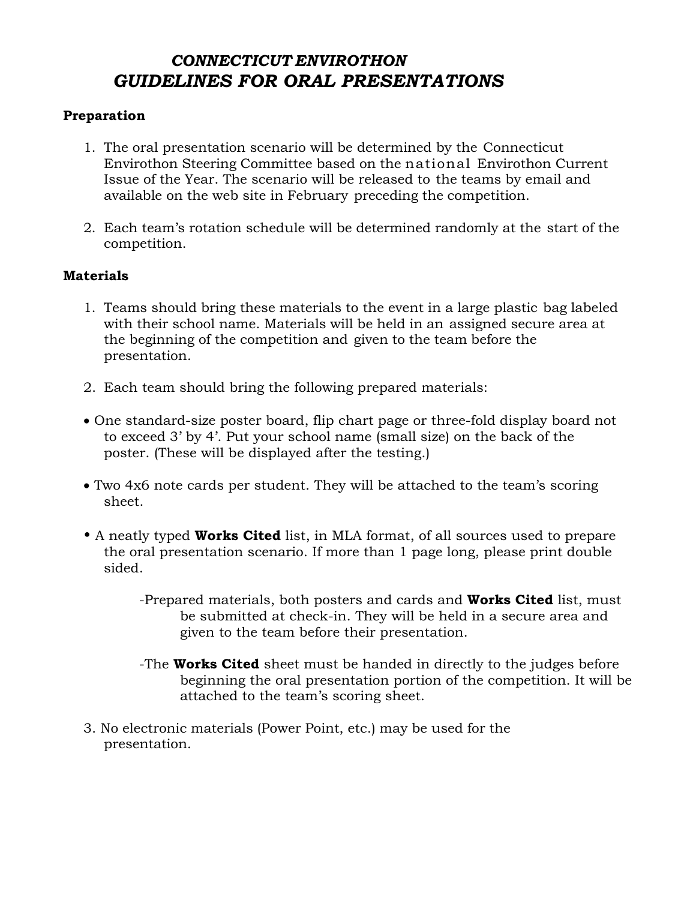# *CONNECTICUT ENVIROTHON*
# *GUIDELINES FOR ORAL PRESENTATIONS*

### Preparation

1. The oral presentation scenario will be determined by the Connecticut Envirothon Steering Committee based on the national Envirothon Current Issue of the Year. The scenario will be released to the teams by email and available on the web site in February preceding the competition.

2. Each team's rotation schedule will be determined randomly at the start of the competition.

### Materials

1. Teams should bring these materials to the event in a large plastic bag labeled with their school name. Materials will be held in an assigned secure area at the beginning of the competition and given to the team before the presentation.

2. Each team should bring the following prepared materials:

- One standard-size poster board, flip chart page or three-fold display board not to exceed 3' by 4'. Put your school name (small size) on the back of the poster. (These will be displayed after the testing.)

- Two 4x6 note cards per student. They will be attached to the team's scoring sheet.

- A neatly typed **Works Cited** list, in MLA format, of all sources used to prepare the oral presentation scenario. If more than 1 page long, please print double sided.

    -Prepared materials, both posters and cards and **Works Cited** list, must be submitted at check-in. They will be held in a secure area and given to the team before their presentation.

    -The **Works Cited** sheet must be handed in directly to the judges before beginning the oral presentation portion of the competition. It will be attached to the team's scoring sheet.

3. No electronic materials (Power Point, etc.) may be used for the presentation.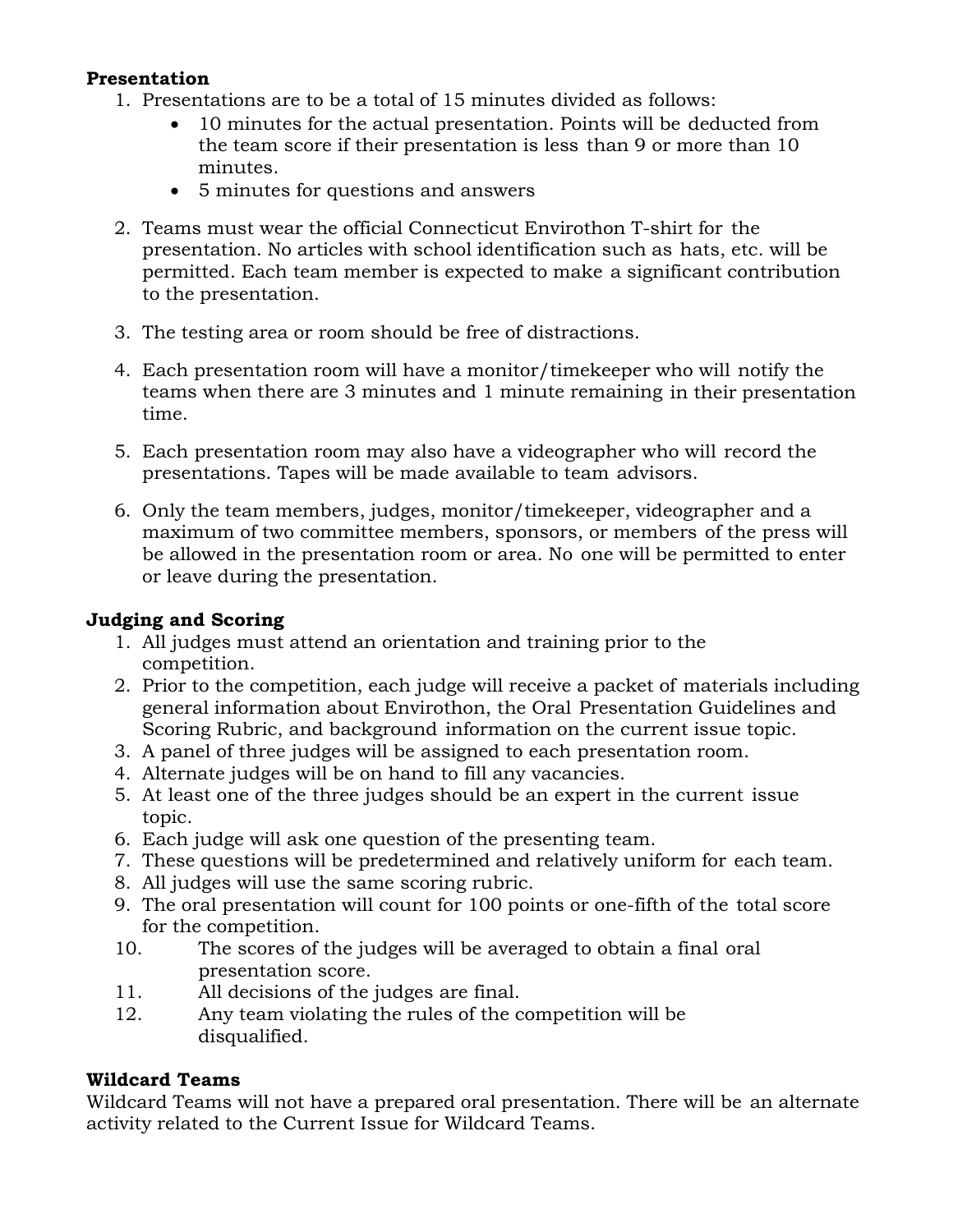**Presentation**

1. Presentations are to be a total of 15 minutes divided as follows:
   - 10 minutes for the actual presentation. Points will be deducted from the team score if their presentation is less than 9 or more than 10 minutes.
   - 5 minutes for questions and answers

2. Teams must wear the official Connecticut Envirothon T-shirt for the presentation. No articles with school identification such as hats, etc. will be permitted. Each team member is expected to make a significant contribution to the presentation.

3. The testing area or room should be free of distractions.

4. Each presentation room will have a monitor/timekeeper who will notify the teams when there are 3 minutes and 1 minute remaining in their presentation time.

5. Each presentation room may also have a videographer who will record the presentations. Tapes will be made available to team advisors.

6. Only the team members, judges, monitor/timekeeper, videographer and a maximum of two committee members, sponsors, or members of the press will be allowed in the presentation room or area. No one will be permitted to enter or leave during the presentation.

**Judging and Scoring**

1. All judges must attend an orientation and training prior to the competition.
2. Prior to the competition, each judge will receive a packet of materials including general information about Envirothon, the Oral Presentation Guidelines and Scoring Rubric, and background information on the current issue topic.
3. A panel of three judges will be assigned to each presentation room.
4. Alternate judges will be on hand to fill any vacancies.
5. At least one of the three judges should be an expert in the current issue topic.
6. Each judge will ask one question of the presenting team.
7. These questions will be predetermined and relatively uniform for each team.
8. All judges will use the same scoring rubric.
9. The oral presentation will count for 100 points or one-fifth of the total score for the competition.
10. The scores of the judges will be averaged to obtain a final oral presentation score.
11. All decisions of the judges are final.
12. Any team violating the rules of the competition will be disqualified.

**Wildcard Teams**

Wildcard Teams will not have a prepared oral presentation. There will be an alternate activity related to the Current Issue for Wildcard Teams.